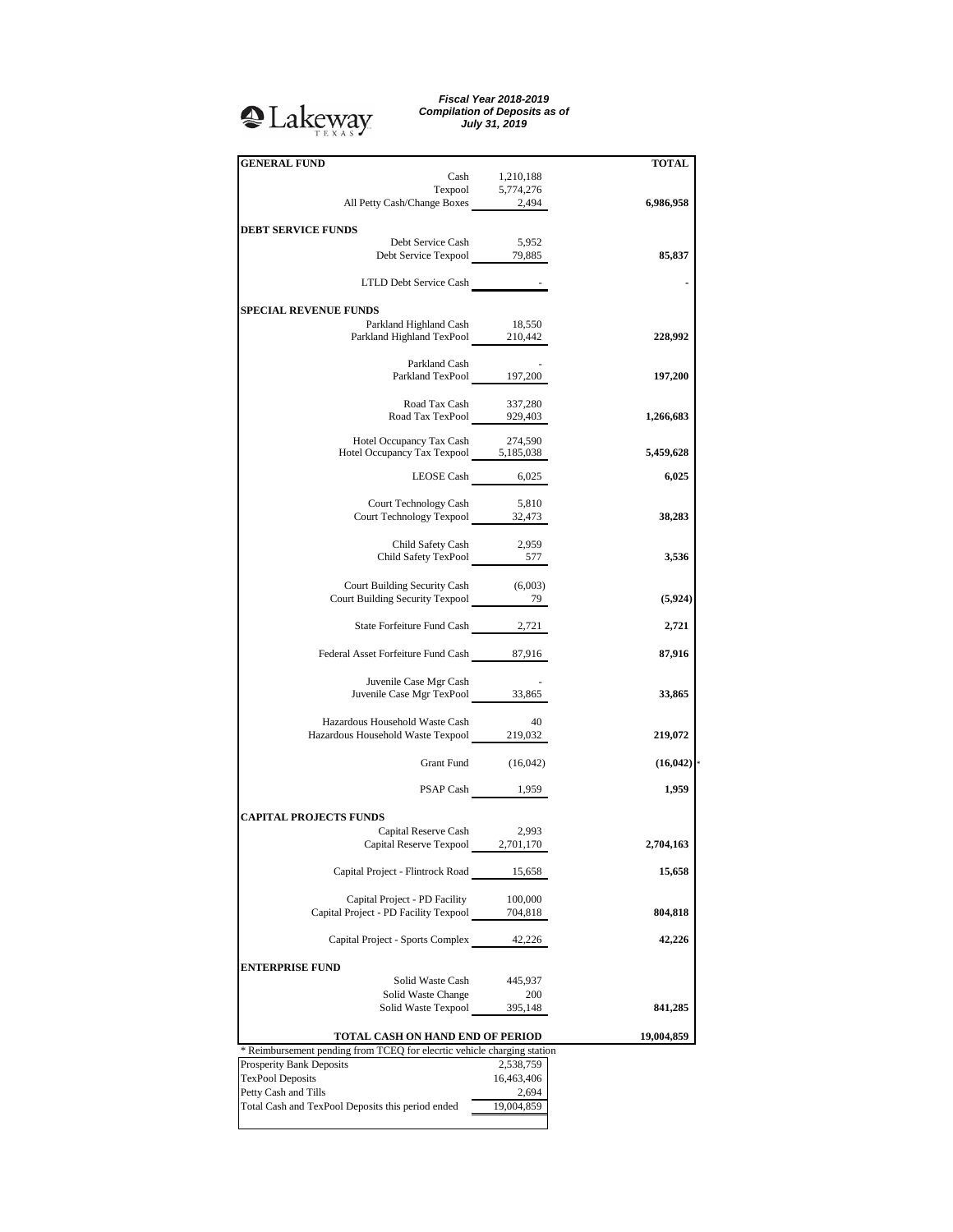Lakeway TEXAS

***Fiscal Year 2018-2019***
***Compilation of Deposits as of***
***July 31, 2019***

| **GENERAL FUND** | | **TOTAL** |
|---|---|---|
| Cash | 1,210,188 | |
| Texpool | 5,774,276 | |
| All Petty Cash/Change Boxes | 2,494 | **6,986,958** |
| **DEBT SERVICE FUNDS** | | |
| Debt Service Cash | 5,952 | |
| Debt Service Texpool | 79,885 | **85,837** |
| LTLD Debt Service Cash | - | **-** |
| **SPECIAL REVENUE FUNDS** | | |
| Parkland Highland Cash | 18,550 | |
| Parkland Highland TexPool | 210,442 | **228,992** |
| Parkland Cash | - | |
| Parkland TexPool | 197,200 | **197,200** |
| Road Tax Cash | 337,280 | |
| Road Tax TexPool | 929,403 | **1,266,683** |
| Hotel Occupancy Tax Cash | 274,590 | |
| Hotel Occupancy Tax Texpool | 5,185,038 | **5,459,628** |
| LEOSE Cash | 6,025 | **6,025** |
| Court Technology Cash | 5,810 | |
| Court Technology Texpool | 32,473 | **38,283** |
| Child Safety Cash | 2,959 | |
| Child Safety TexPool | 577 | **3,536** |
| Court Building Security Cash | (6,003) | |
| Court Building Security Texpool | 79 | **(5,924)** |
| State Forfeiture Fund Cash | 2,721 | **2,721** |
| Federal Asset Forfeiture Fund Cash | 87,916 | **87,916** |
| Juvenile Case Mgr Cash | - | |
| Juvenile Case Mgr TexPool | 33,865 | **33,865** |
| Hazardous Household Waste Cash | 40 | |
| Hazardous Household Waste Texpool | 219,032 | **219,072** |
| Grant Fund | (16,042) | **(16,042)** * |
| PSAP Cash | 1,959 | **1,959** |
| **CAPITAL PROJECTS FUNDS** | | |
| Capital Reserve Cash | 2,993 | |
| Capital Reserve Texpool | 2,701,170 | **2,704,163** |
| Capital Project - Flintrock Road | 15,658 | **15,658** |
| Capital Project - PD Facility | 100,000 | |
| Capital Project - PD Facility Texpool | 704,818 | **804,818** |
| Capital Project - Sports Complex | 42,226 | **42,226** |
| **ENTERPRISE FUND** | | |
| Solid Waste Cash | 445,937 | |
| Solid Waste Change | 200 | |
| Solid Waste Texpool | 395,148 | **841,285** |
| **TOTAL CASH ON HAND END OF PERIOD** | | **19,004,859** |

\* Reimbursement pending from TCEQ for elecrtic vehicle charging station

| | |
|---|---|
| Prosperity Bank Deposits | 2,538,759 |
| TexPool Deposits | 16,463,406 |
| Petty Cash and Tills | 2,694 |
| Total Cash and TexPool Deposits this period ended | 19,004,859 |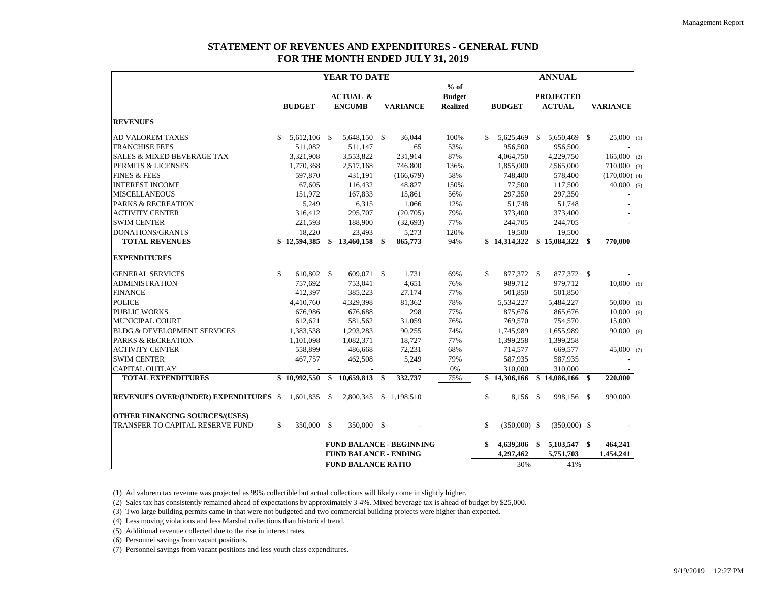# STATEMENT OF REVENUES AND EXPENDITURES - GENERAL FUND
## FOR THE MONTH ENDED JULY 31, 2019

| | YEAR TO DATE | | | % of | ANNUAL | | | |
|---|---|---|---|---|---|---|---|---|
| | BUDGET | ACTUAL & ENCUMB | VARIANCE | Budget Realized | BUDGET | PROJECTED ACTUAL | VARIANCE | |
| **REVENUES** | | | | | | | | |
| AD VALOREM TAXES | $ 5,612,106 | $ 5,648,150 | $ 36,044 | 100% | $ 5,625,469 | $ 5,650,469 | $ 25,000 | (1) |
| FRANCHISE FEES | 511,082 | 511,147 | 65 | 53% | 956,500 | 956,500 | - | |
| SALES & MIXED BEVERAGE TAX | 3,321,908 | 3,553,822 | 231,914 | 87% | 4,064,750 | 4,229,750 | 165,000 | (2) |
| PERMITS & LICENSES | 1,770,368 | 2,517,168 | 746,800 | 136% | 1,855,000 | 2,565,000 | 710,000 | (3) |
| FINES & FEES | 597,870 | 431,191 | (166,679) | 58% | 748,400 | 578,400 | (170,000) | (4) |
| INTEREST INCOME | 67,605 | 116,432 | 48,827 | 150% | 77,500 | 117,500 | 40,000 | (5) |
| MISCELLANEOUS | 151,972 | 167,833 | 15,861 | 56% | 297,350 | 297,350 | - | |
| PARKS & RECREATION | 5,249 | 6,315 | 1,066 | 12% | 51,748 | 51,748 | - | |
| ACTIVITY CENTER | 316,412 | 295,707 | (20,705) | 79% | 373,400 | 373,400 | - | |
| SWIM CENTER | 221,593 | 188,900 | (32,693) | 77% | 244,705 | 244,705 | - | |
| DONATIONS/GRANTS | 18,220 | 23,493 | 5,273 | 120% | 19,500 | 19,500 | - | |
| **TOTAL REVENUES** | **$ 12,594,385** | **$ 13,460,158** | **$ 865,773** | 94% | **$ 14,314,322** | **$ 15,084,322** | **$ 770,000** | |
| **EXPENDITURES** | | | | | | | | |
| GENERAL SERVICES | $ 610,802 | $ 609,071 | $ 1,731 | 69% | $ 877,372 | $ 877,372 | $ - | |
| ADMINISTRATION | 757,692 | 753,041 | 4,651 | 76% | 989,712 | 979,712 | 10,000 | (6) |
| FINANCE | 412,397 | 385,223 | 27,174 | 77% | 501,850 | 501,850 | - | |
| POLICE | 4,410,760 | 4,329,398 | 81,362 | 78% | 5,534,227 | 5,484,227 | 50,000 | (6) |
| PUBLIC WORKS | 676,986 | 676,688 | 298 | 77% | 875,676 | 865,676 | 10,000 | (6) |
| MUNICIPAL COURT | 612,621 | 581,562 | 31,059 | 76% | 769,570 | 754,570 | 15,000 | |
| BLDG & DEVELOPMENT SERVICES | 1,383,538 | 1,293,283 | 90,255 | 74% | 1,745,989 | 1,655,989 | 90,000 | (6) |
| PARKS & RECREATION | 1,101,098 | 1,082,371 | 18,727 | 77% | 1,399,258 | 1,399,258 | - | |
| ACTIVITY CENTER | 558,899 | 486,668 | 72,231 | 68% | 714,577 | 669,577 | 45,000 | (7) |
| SWIM CENTER | 467,757 | 462,508 | 5,249 | 79% | 587,935 | 587,935 | - | |
| CAPITAL OUTLAY | - | - | - | 0% | 310,000 | 310,000 | - | |
| **TOTAL EXPENDITURES** | **$ 10,992,550** | **$ 10,659,813** | **$ 332,737** | 75% | **$ 14,306,166** | **$ 14,086,166** | **$ 220,000** | |
| **REVENUES OVER/(UNDER) EXPENDITURES** | $ 1,601,835 | $ 2,800,345 | $ 1,198,510 | | $ 8,156 | $ 998,156 | $ 990,000 | |
| **OTHER FINANCING SOURCES/(USES)** | | | | | | | | |
| TRANSFER TO CAPITAL RESERVE FUND | $ 350,000 | $ 350,000 | $ - | | $ (350,000) | $ (350,000) | $ - | |
| | | **FUND BALANCE - BEGINNING** | | | **$ 4,639,306** | **$ 5,103,547** | **$ 464,241** | |
| | | **FUND BALANCE - ENDING** | | | **4,297,462** | **5,751,703** | **1,454,241** | |
| | | **FUND BALANCE RATIO** | | | 30% | 41% | | |

(1) Ad valorem tax revenue was projected as 99% collectible but actual collections will likely come in slightly higher.

(2) Sales tax has consistently remained ahead of expectations by approximately 3-4%. Mixed beverage tax is ahead of budget by $25,000.

(3) Two large building permits came in that were not budgeted and two commercial building projects were higher than expected.

(4) Less moving violations and less Marshal collections than historical trend.

(5) Additional revenue collected due to the rise in interest rates.

(6) Personnel savings from vacant positions.

(7) Personnel savings from vacant positions and less youth class expenditures.